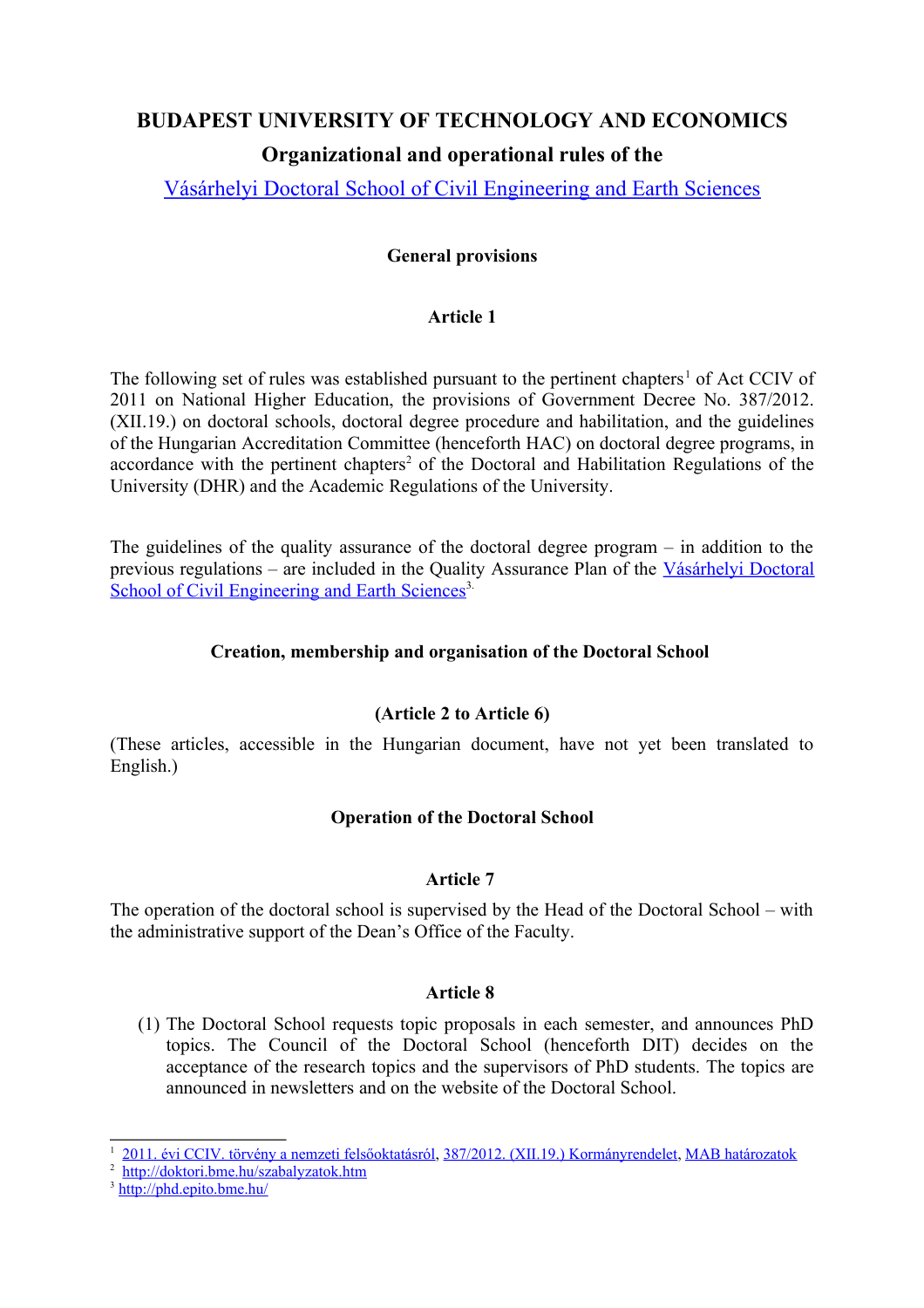# BUDAPEST UNIVERSITY OF TECHNOLOGY AND ECONOMICS

## Organizational and operational rules of the

## Vásárhelyi Doctoral School of Civil Engineering and Earth Sciences

### General provisions

### Article 1

The following set of rules was established pursuant to the pertinent chapters[1] of Act CCIV of 2011 on National Higher Education, the provisions of Government Decree No. 387/2012. (XII.19.) on doctoral schools, doctoral degree procedure and habilitation, and the guidelines of the Hungarian Accreditation Committee (henceforth HAC) on doctoral degree programs, in accordance with the pertinent chapters[2] of the Doctoral and Habilitation Regulations of the University (DHR) and the Academic Regulations of the University.

The guidelines of the quality assurance of the doctoral degree program – in addition to the previous regulations – are included in the Quality Assurance Plan of the Vásárhelyi Doctoral School of Civil Engineering and Earth Sciences[3].

### Creation, membership and organisation of the Doctoral School

### (Article 2 to Article 6)

(These articles, accessible in the Hungarian document, have not yet been translated to English.)

### Operation of the Doctoral School

### Article 7

The operation of the doctoral school is supervised by the Head of the Doctoral School – with the administrative support of the Dean's Office of the Faculty.

### Article 8

(1) The Doctoral School requests topic proposals in each semester, and announces PhD topics. The Council of the Doctoral School (henceforth DIT) decides on the acceptance of the research topics and the supervisors of PhD students. The topics are announced in newsletters and on the website of the Doctoral School.

---

[1] 2011. évi CCIV. törvény a nemzeti felsőoktatásról, 387/2012. (XII.19.) Kormányrendelet, MAB határozatok

[2] http://doktori.bme.hu/szabalyzatok.htm

[3] http://phd.epito.bme.hu/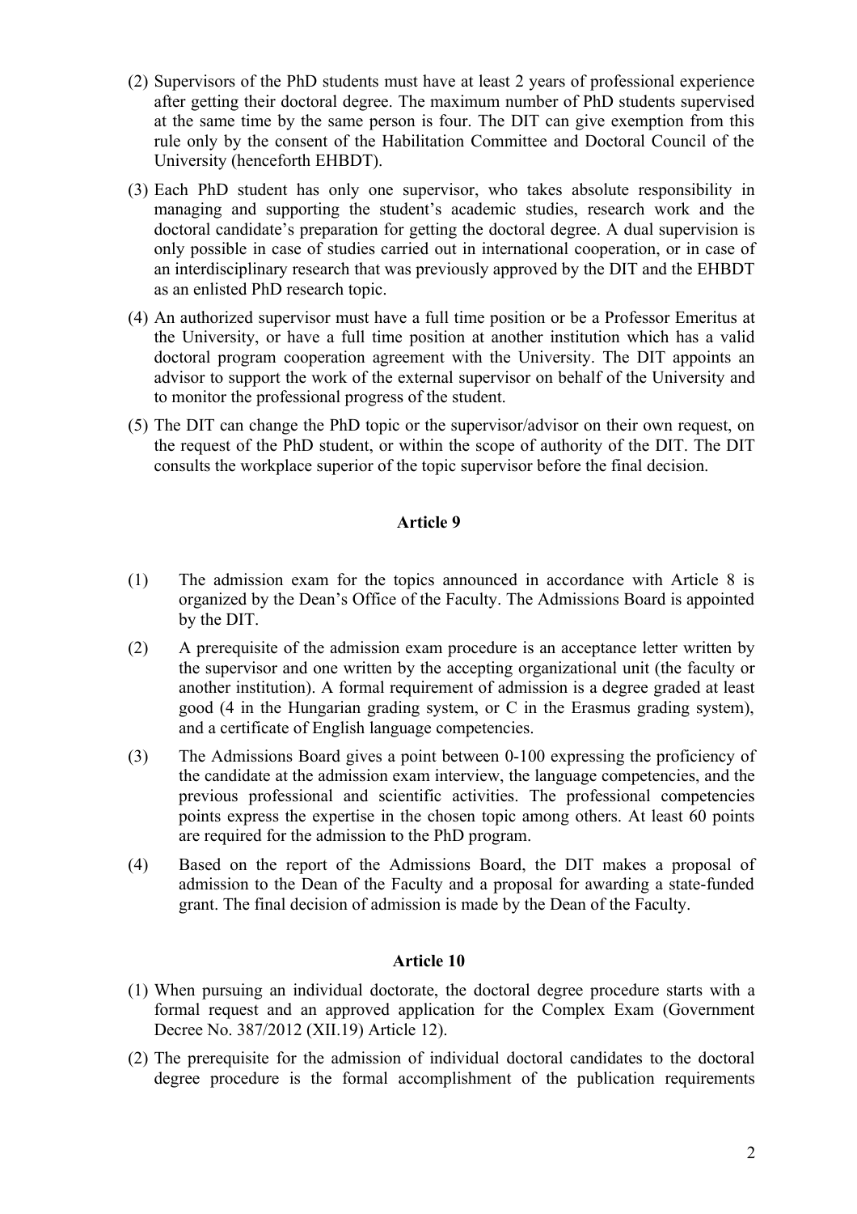(2) Supervisors of the PhD students must have at least 2 years of professional experience after getting their doctoral degree. The maximum number of PhD students supervised at the same time by the same person is four. The DIT can give exemption from this rule only by the consent of the Habilitation Committee and Doctoral Council of the University (henceforth EHBDT).

(3) Each PhD student has only one supervisor, who takes absolute responsibility in managing and supporting the student's academic studies, research work and the doctoral candidate's preparation for getting the doctoral degree. A dual supervision is only possible in case of studies carried out in international cooperation, or in case of an interdisciplinary research that was previously approved by the DIT and the EHBDT as an enlisted PhD research topic.

(4) An authorized supervisor must have a full time position or be a Professor Emeritus at the University, or have a full time position at another institution which has a valid doctoral program cooperation agreement with the University. The DIT appoints an advisor to support the work of the external supervisor on behalf of the University and to monitor the professional progress of the student.

(5) The DIT can change the PhD topic or the supervisor/advisor on their own request, on the request of the PhD student, or within the scope of authority of the DIT. The DIT consults the workplace superior of the topic supervisor before the final decision.

**Article 9**

(1) The admission exam for the topics announced in accordance with Article 8 is organized by the Dean's Office of the Faculty. The Admissions Board is appointed by the DIT.

(2) A prerequisite of the admission exam procedure is an acceptance letter written by the supervisor and one written by the accepting organizational unit (the faculty or another institution). A formal requirement of admission is a degree graded at least good (4 in the Hungarian grading system, or C in the Erasmus grading system), and a certificate of English language competencies.

(3) The Admissions Board gives a point between 0-100 expressing the proficiency of the candidate at the admission exam interview, the language competencies, and the previous professional and scientific activities. The professional competencies points express the expertise in the chosen topic among others. At least 60 points are required for the admission to the PhD program.

(4) Based on the report of the Admissions Board, the DIT makes a proposal of admission to the Dean of the Faculty and a proposal for awarding a state-funded grant. The final decision of admission is made by the Dean of the Faculty.

**Article 10**

(1) When pursuing an individual doctorate, the doctoral degree procedure starts with a formal request and an approved application for the Complex Exam (Government Decree No. 387/2012 (XII.19) Article 12).

(2) The prerequisite for the admission of individual doctoral candidates to the doctoral degree procedure is the formal accomplishment of the publication requirements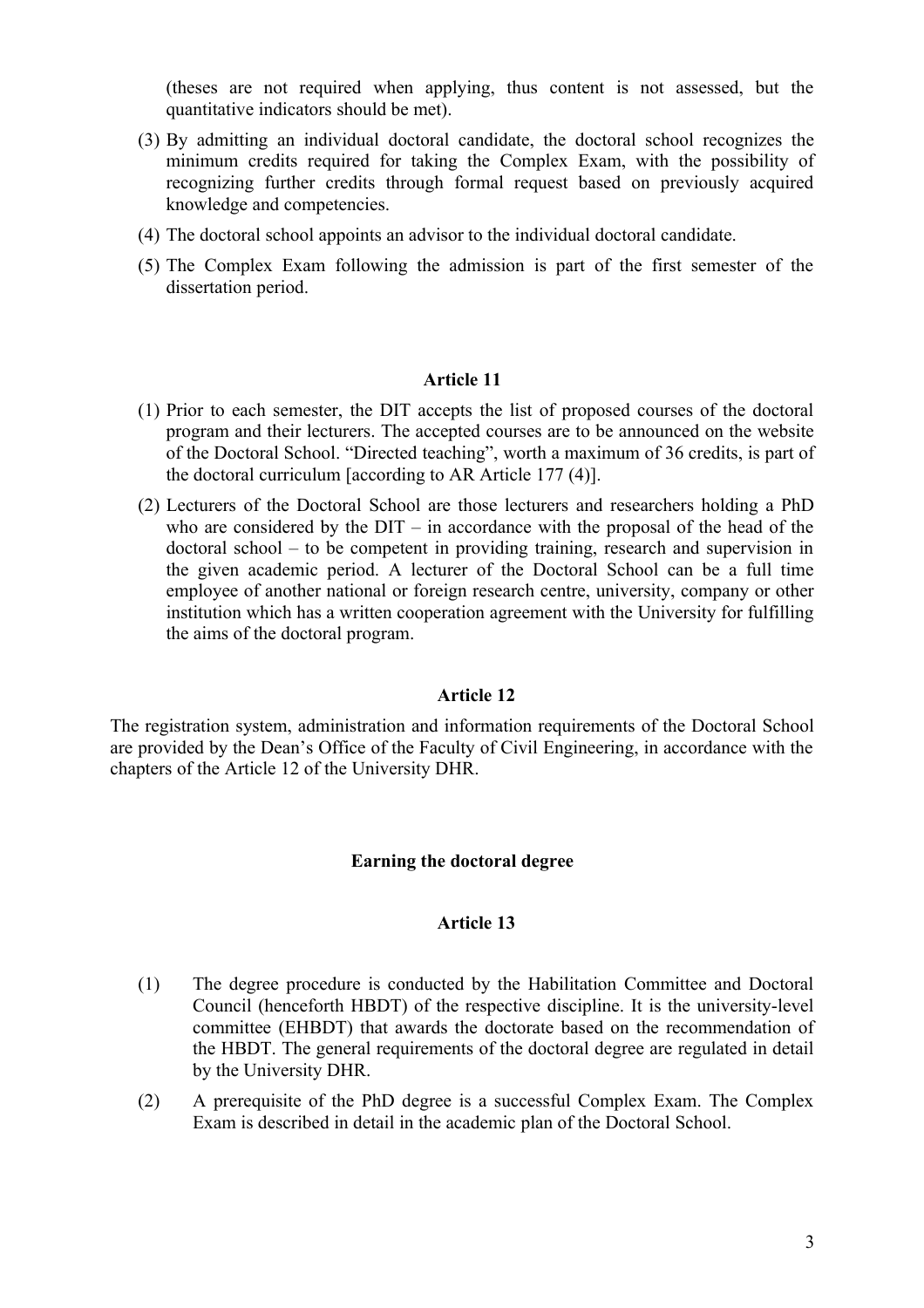(theses are not required when applying, thus content is not assessed, but the quantitative indicators should be met).

(3) By admitting an individual doctoral candidate, the doctoral school recognizes the minimum credits required for taking the Complex Exam, with the possibility of recognizing further credits through formal request based on previously acquired knowledge and competencies.

(4) The doctoral school appoints an advisor to the individual doctoral candidate.

(5) The Complex Exam following the admission is part of the first semester of the dissertation period.

**Article 11**

(1) Prior to each semester, the DIT accepts the list of proposed courses of the doctoral program and their lecturers. The accepted courses are to be announced on the website of the Doctoral School. "Directed teaching", worth a maximum of 36 credits, is part of the doctoral curriculum [according to AR Article 177 (4)].

(2) Lecturers of the Doctoral School are those lecturers and researchers holding a PhD who are considered by the DIT – in accordance with the proposal of the head of the doctoral school – to be competent in providing training, research and supervision in the given academic period. A lecturer of the Doctoral School can be a full time employee of another national or foreign research centre, university, company or other institution which has a written cooperation agreement with the University for fulfilling the aims of the doctoral program.

**Article 12**

The registration system, administration and information requirements of the Doctoral School are provided by the Dean's Office of the Faculty of Civil Engineering, in accordance with the chapters of the Article 12 of the University DHR.

**Earning the doctoral degree**

**Article 13**

(1) The degree procedure is conducted by the Habilitation Committee and Doctoral Council (henceforth HBDT) of the respective discipline. It is the university-level committee (EHBDT) that awards the doctorate based on the recommendation of the HBDT. The general requirements of the doctoral degree are regulated in detail by the University DHR.

(2) A prerequisite of the PhD degree is a successful Complex Exam. The Complex Exam is described in detail in the academic plan of the Doctoral School.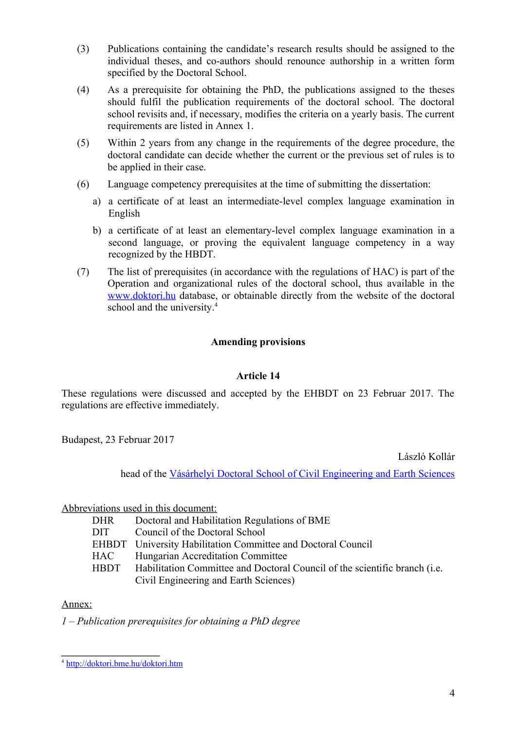(3) Publications containing the candidate's research results should be assigned to the individual theses, and co-authors should renounce authorship in a written form specified by the Doctoral School.

(4) As a prerequisite for obtaining the PhD, the publications assigned to the theses should fulfil the publication requirements of the doctoral school. The doctoral school revisits and, if necessary, modifies the criteria on a yearly basis. The current requirements are listed in Annex 1.

(5) Within 2 years from any change in the requirements of the degree procedure, the doctoral candidate can decide whether the current or the previous set of rules is to be applied in their case.

(6) Language competency prerequisites at the time of submitting the dissertation:

   a) a certificate of at least an intermediate-level complex language examination in English

   b) a certificate of at least an elementary-level complex language examination in a second language, or proving the equivalent language competency in a way recognized by the HBDT.

(7) The list of prerequisites (in accordance with the regulations of HAC) is part of the Operation and organizational rules of the doctoral school, thus available in the www.doktori.hu database, or obtainable directly from the website of the doctoral school and the university.[4]

**Amending provisions**

**Article 14**

These regulations were discussed and accepted by the EHBDT on 23 Februar 2017. The regulations are effective immediately.

Budapest, 23 Februar 2017

László Kollár

head of the Vásárhelyi Doctoral School of Civil Engineering and Earth Sciences

Abbreviations used in this document:

| | |
|---|---|
| DHR | Doctoral and Habilitation Regulations of BME |
| DIT | Council of the Doctoral School |
| EHBDT | University Habilitation Committee and Doctoral Council |
| HAC | Hungarian Accreditation Committee |
| HBDT | Habilitation Committee and Doctoral Council of the scientific branch (i.e. Civil Engineering and Earth Sciences) |

Annex:

*1 – Publication prerequisites for obtaining a PhD degree*

[4] http://doktori.bme.hu/doktori.htm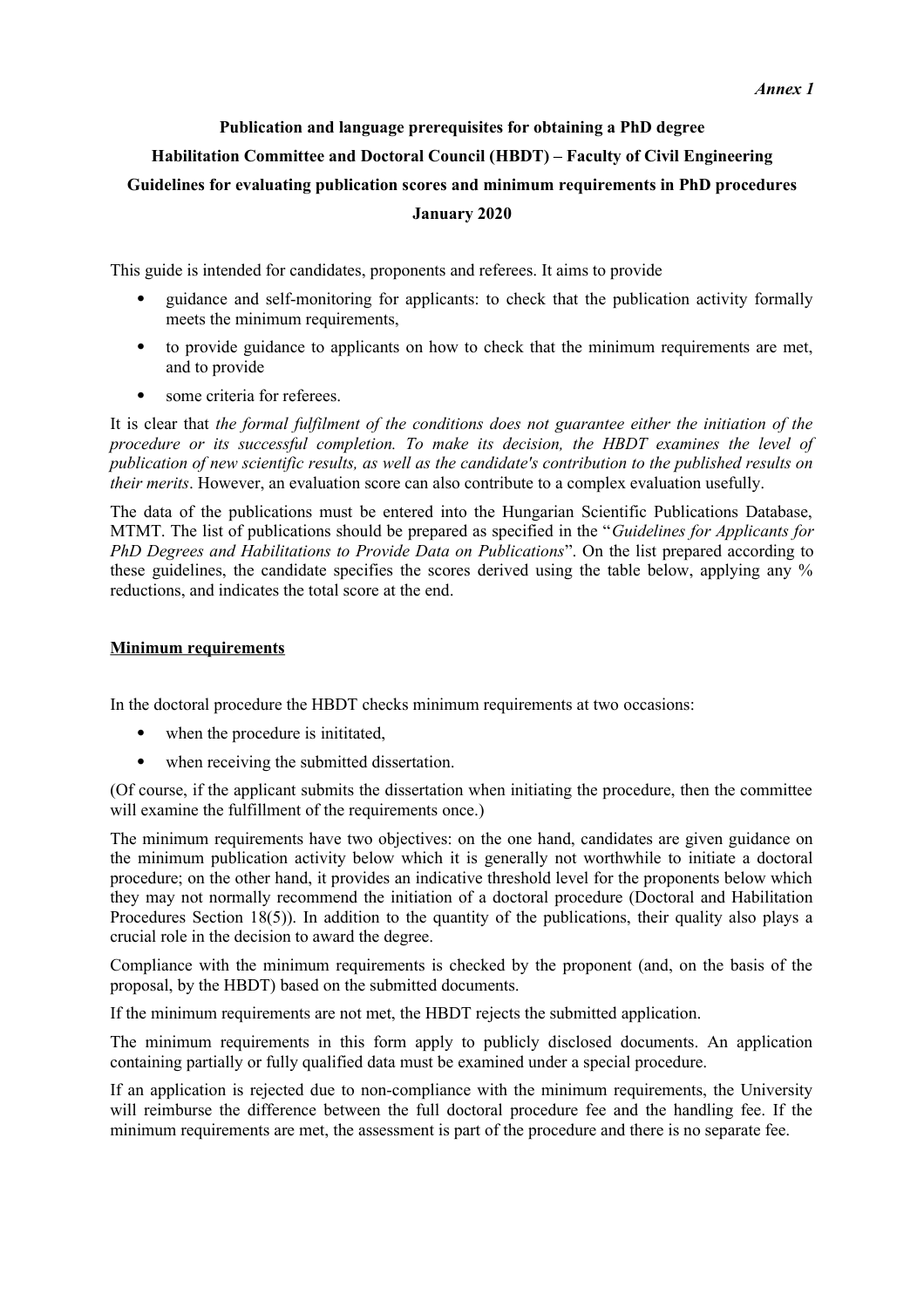*Annex 1*

**Publication and language prerequisites for obtaining a PhD degree**

**Habilitation Committee and Doctoral Council (HBDT) – Faculty of Civil Engineering**

**Guidelines for evaluating publication scores and minimum requirements in PhD procedures**

**January 2020**

This guide is intended for candidates, proponents and referees. It aims to provide

- guidance and self-monitoring for applicants: to check that the publication activity formally meets the minimum requirements,
- to provide guidance to applicants on how to check that the minimum requirements are met, and to provide
- some criteria for referees.

It is clear that *the formal fulfilment of the conditions does not guarantee either the initiation of the procedure or its successful completion. To make its decision, the HBDT examines the level of publication of new scientific results, as well as the candidate's contribution to the published results on their merits*. However, an evaluation score can also contribute to a complex evaluation usefully.

The data of the publications must be entered into the Hungarian Scientific Publications Database, MTMT. The list of publications should be prepared as specified in the "*Guidelines for Applicants for PhD Degrees and Habilitations to Provide Data on Publications*". On the list prepared according to these guidelines, the candidate specifies the scores derived using the table below, applying any % reductions, and indicates the total score at the end.

## Minimum requirements

In the doctoral procedure the HBDT checks minimum requirements at two occasions:

- when the procedure is inititated,
- when receiving the submitted dissertation.

(Of course, if the applicant submits the dissertation when initiating the procedure, then the committee will examine the fulfillment of the requirements once.)

The minimum requirements have two objectives: on the one hand, candidates are given guidance on the minimum publication activity below which it is generally not worthwhile to initiate a doctoral procedure; on the other hand, it provides an indicative threshold level for the proponents below which they may not normally recommend the initiation of a doctoral procedure (Doctoral and Habilitation Procedures Section 18(5)). In addition to the quantity of the publications, their quality also plays a crucial role in the decision to award the degree.

Compliance with the minimum requirements is checked by the proponent (and, on the basis of the proposal, by the HBDT) based on the submitted documents.

If the minimum requirements are not met, the HBDT rejects the submitted application.

The minimum requirements in this form apply to publicly disclosed documents. An application containing partially or fully qualified data must be examined under a special procedure.

If an application is rejected due to non-compliance with the minimum requirements, the University will reimburse the difference between the full doctoral procedure fee and the handling fee. If the minimum requirements are met, the assessment is part of the procedure and there is no separate fee.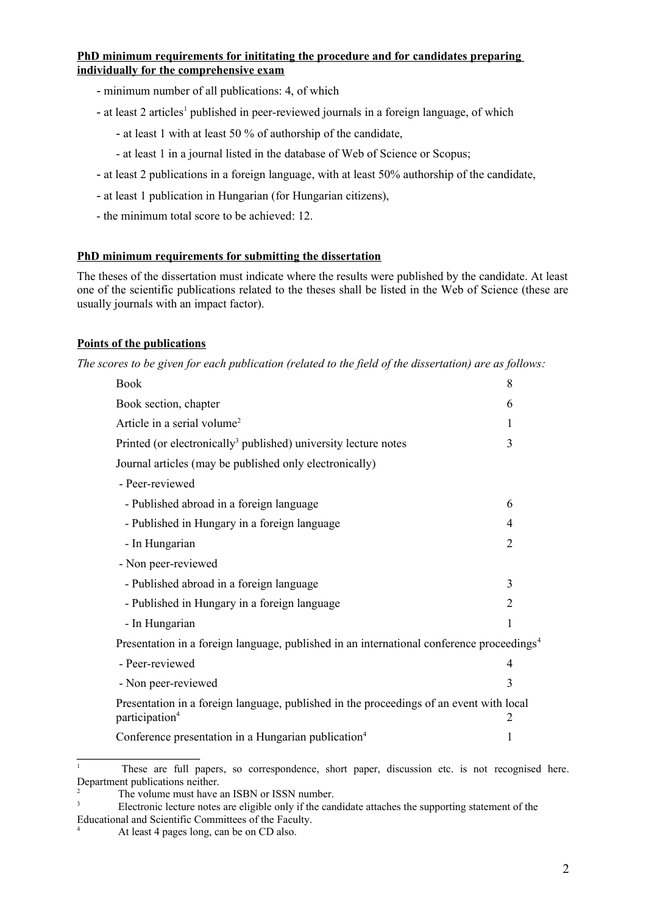**PhD minimum requirements for inititating the procedure and for candidates preparing individually for the comprehensive exam**

- minimum number of all publications: 4, of which
- at least 2 articles[1] published in peer-reviewed journals in a foreign language, of which
  - at least 1 with at least 50 % of authorship of the candidate,
  - at least 1 in a journal listed in the database of Web of Science or Scopus;
- at least 2 publications in a foreign language, with at least 50% authorship of the candidate,
- at least 1 publication in Hungarian (for Hungarian citizens),
- the minimum total score to be achieved: 12.

**PhD minimum requirements for submitting the dissertation**

The theses of the dissertation must indicate where the results were published by the candidate. At least one of the scientific publications related to the theses shall be listed in the Web of Science (these are usually journals with an impact factor).

**Points of the publications**

*The scores to be given for each publication (related to the field of the dissertation) are as follows:*

| | |
|---|---|
| Book | 8 |
| Book section, chapter | 6 |
| Article in a serial volume[2] | 1 |
| Printed (or electronically[3] published) university lecture notes | 3 |
| Journal articles (may be published only electronically) | |
| - Peer-reviewed | |
| - Published abroad in a foreign language | 6 |
| - Published in Hungary in a foreign language | 4 |
| - In Hungarian | 2 |
| - Non peer-reviewed | |
| - Published abroad in a foreign language | 3 |
| - Published in Hungary in a foreign language | 2 |
| - In Hungarian | 1 |
| Presentation in a foreign language, published in an international conference proceedings[4] | |
| - Peer-reviewed | 4 |
| - Non peer-reviewed | 3 |
| Presentation in a foreign language, published in the proceedings of an event with local participation[4] | 2 |
| Conference presentation in a Hungarian publication[4] | 1 |

---

[1] These are full papers, so correspondence, short paper, discussion etc. is not recognised here. Department publications neither.

[2] The volume must have an ISBN or ISSN number.

[3] Electronic lecture notes are eligible only if the candidate attaches the supporting statement of the Educational and Scientific Committees of the Faculty.

[4] At least 4 pages long, can be on CD also.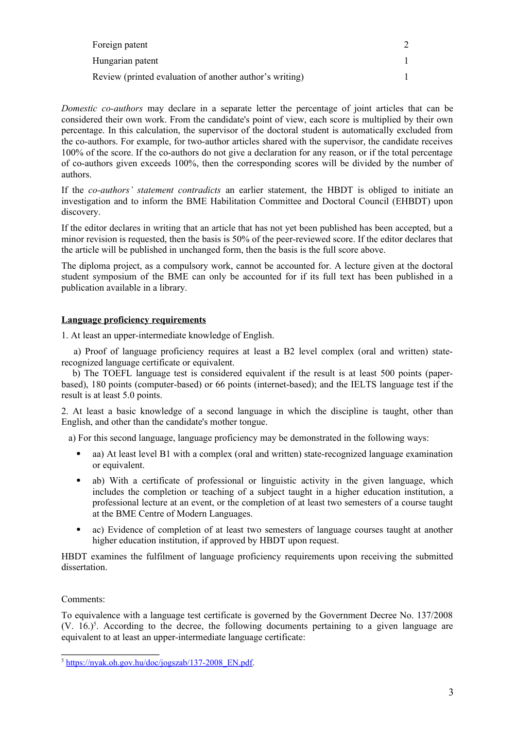| | |
|---|---|
| Foreign patent | 2 |
| Hungarian patent | 1 |
| Review (printed evaluation of another author's writing) | 1 |

*Domestic co-authors* may declare in a separate letter the percentage of joint articles that can be considered their own work. From the candidate's point of view, each score is multiplied by their own percentage. In this calculation, the supervisor of the doctoral student is automatically excluded from the co-authors. For example, for two-author articles shared with the supervisor, the candidate receives 100% of the score. If the co-authors do not give a declaration for any reason, or if the total percentage of co-authors given exceeds 100%, then the corresponding scores will be divided by the number of authors.

If the *co-authors' statement contradicts* an earlier statement, the HBDT is obliged to initiate an investigation and to inform the BME Habilitation Committee and Doctoral Council (EHBDT) upon discovery.

If the editor declares in writing that an article that has not yet been published has been accepted, but a minor revision is requested, then the basis is 50% of the peer-reviewed score. If the editor declares that the article will be published in unchanged form, then the basis is the full score above.

The diploma project, as a compulsory work, cannot be accounted for. A lecture given at the doctoral student symposium of the BME can only be accounted for if its full text has been published in a publication available in a library.

## Language proficiency requirements

1. At least an upper-intermediate knowledge of English.

a) Proof of language proficiency requires at least a B2 level complex (oral and written) state-recognized language certificate or equivalent.

b) The TOEFL language test is considered equivalent if the result is at least 500 points (paper-based), 180 points (computer-based) or 66 points (internet-based); and the IELTS language test if the result is at least 5.0 points.

2. At least a basic knowledge of a second language in which the discipline is taught, other than English, and other than the candidate's mother tongue.

a) For this second language, language proficiency may be demonstrated in the following ways:

- aa) At least level B1 with a complex (oral and written) state-recognized language examination or equivalent.
- ab) With a certificate of professional or linguistic activity in the given language, which includes the completion or teaching of a subject taught in a higher education institution, a professional lecture at an event, or the completion of at least two semesters of a course taught at the BME Centre of Modern Languages.
- ac) Evidence of completion of at least two semesters of language courses taught at another higher education institution, if approved by HBDT upon request.

HBDT examines the fulfilment of language proficiency requirements upon receiving the submitted dissertation.

Comments:

To equivalence with a language test certificate is governed by the Government Decree No. 137/2008 (V. 16.)[5]. According to the decree, the following documents pertaining to a given language are equivalent to at least an upper-intermediate language certificate:

[5] https://nyak.oh.gov.hu/doc/jogszab/137-2008_EN.pdf.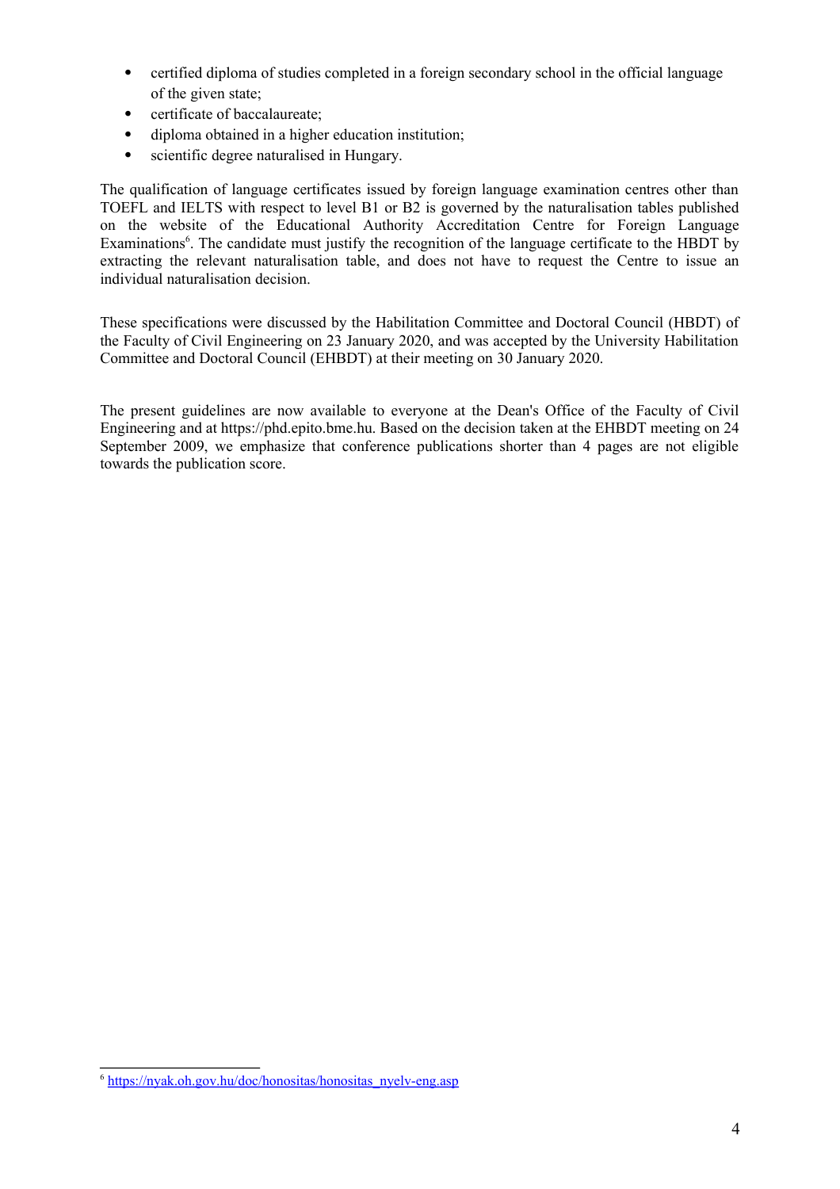- certified diploma of studies completed in a foreign secondary school in the official language of the given state;
- certificate of baccalaureate;
- diploma obtained in a higher education institution;
- scientific degree naturalised in Hungary.

The qualification of language certificates issued by foreign language examination centres other than TOEFL and IELTS with respect to level B1 or B2 is governed by the naturalisation tables published on the website of the Educational Authority Accreditation Centre for Foreign Language Examinations[6]. The candidate must justify the recognition of the language certificate to the HBDT by extracting the relevant naturalisation table, and does not have to request the Centre to issue an individual naturalisation decision.

These specifications were discussed by the Habilitation Committee and Doctoral Council (HBDT) of the Faculty of Civil Engineering on 23 January 2020, and was accepted by the University Habilitation Committee and Doctoral Council (EHBDT) at their meeting on 30 January 2020.

The present guidelines are now available to everyone at the Dean's Office of the Faculty of Civil Engineering and at https://phd.epito.bme.hu. Based on the decision taken at the EHBDT meeting on 24 September 2009, we emphasize that conference publications shorter than 4 pages are not eligible towards the publication score.

[6] https://nyak.oh.gov.hu/doc/honositas/honositas_nyelv-eng.asp